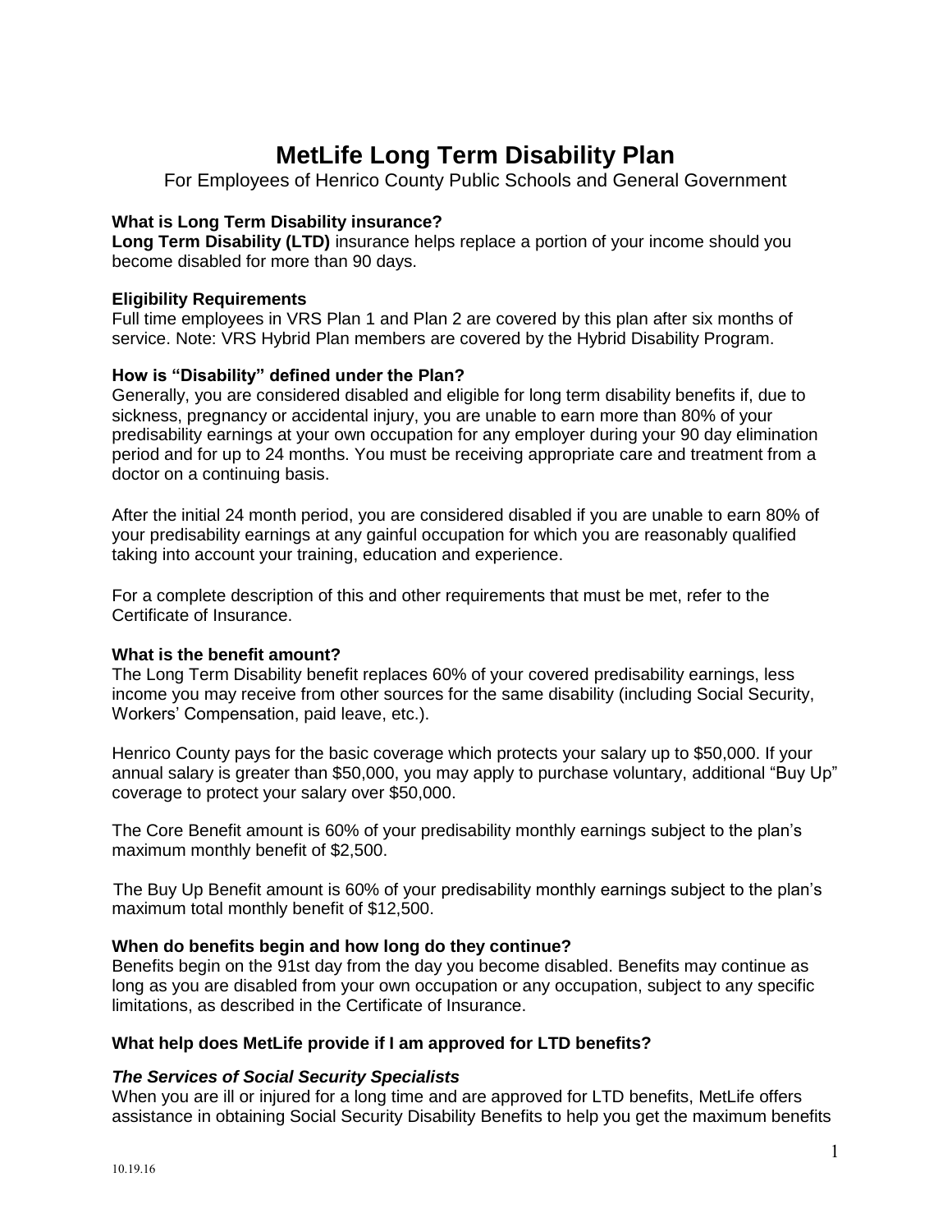# MetLife Long Term Disability Plan

For Employees of Henrico County Public Schools and General Government

**What is Long Term Disability insurance?**

**Long Term Disability (LTD)** insurance helps replace a portion of your income should you become disabled for more than 90 days.

**Eligibility Requirements**

Full time employees in VRS Plan 1 and Plan 2 are covered by this plan after six months of service. Note: VRS Hybrid Plan members are covered by the Hybrid Disability Program.

**How is "Disability" defined under the Plan?**

Generally, you are considered disabled and eligible for long term disability benefits if, due to sickness, pregnancy or accidental injury, you are unable to earn more than 80% of your predisability earnings at your own occupation for any employer during your 90 day elimination period and for up to 24 months. You must be receiving appropriate care and treatment from a doctor on a continuing basis.

After the initial 24 month period, you are considered disabled if you are unable to earn 80% of your predisability earnings at any gainful occupation for which you are reasonably qualified taking into account your training, education and experience.

For a complete description of this and other requirements that must be met, refer to the Certificate of Insurance.

**What is the benefit amount?**

The Long Term Disability benefit replaces 60% of your covered predisability earnings, less income you may receive from other sources for the same disability (including Social Security, Workers' Compensation, paid leave, etc.).

Henrico County pays for the basic coverage which protects your salary up to $50,000. If your annual salary is greater than $50,000, you may apply to purchase voluntary, additional "Buy Up" coverage to protect your salary over $50,000.

The Core Benefit amount is 60% of your predisability monthly earnings subject to the plan's maximum monthly benefit of $2,500.

The Buy Up Benefit amount is 60% of your predisability monthly earnings subject to the plan's maximum total monthly benefit of $12,500.

**When do benefits begin and how long do they continue?**

Benefits begin on the 91st day from the day you become disabled. Benefits may continue as long as you are disabled from your own occupation or any occupation, subject to any specific limitations, as described in the Certificate of Insurance.

**What help does MetLife provide if I am approved for LTD benefits?**

***The Services of Social Security Specialists***

When you are ill or injured for a long time and are approved for LTD benefits, MetLife offers assistance in obtaining Social Security Disability Benefits to help you get the maximum benefits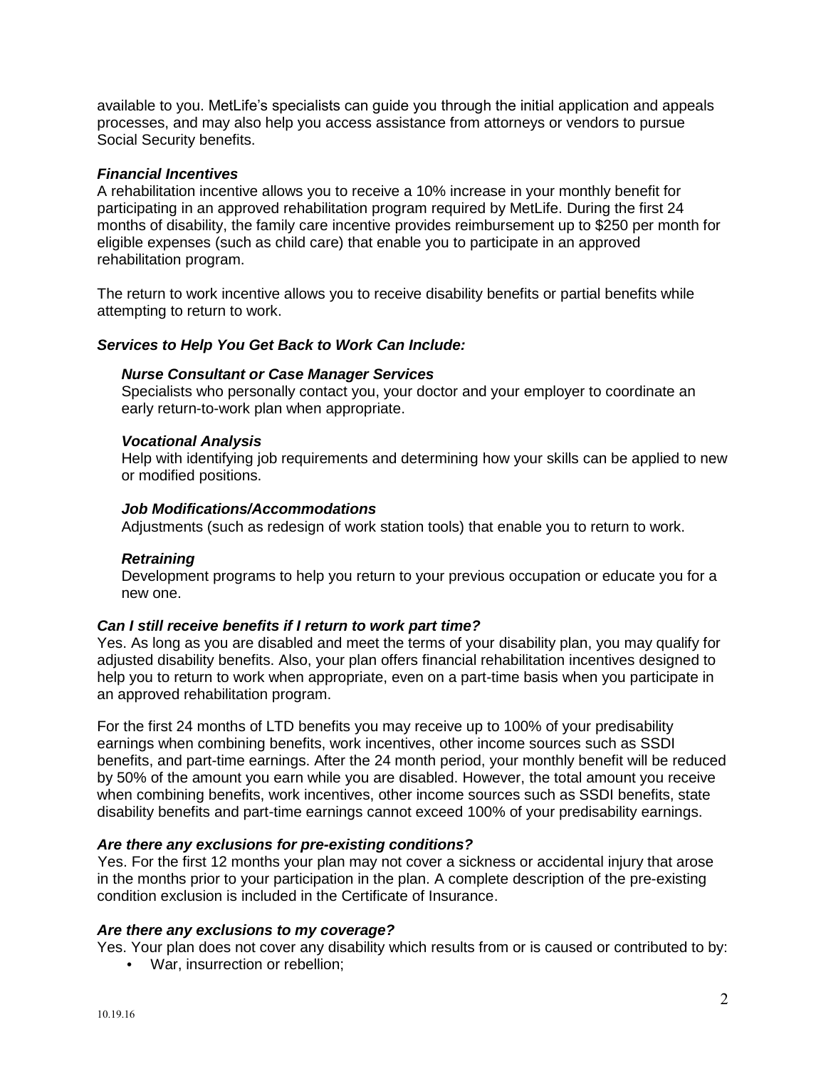available to you. MetLife's specialists can guide you through the initial application and appeals processes, and may also help you access assistance from attorneys or vendors to pursue Social Security benefits.

***Financial Incentives***

A rehabilitation incentive allows you to receive a 10% increase in your monthly benefit for participating in an approved rehabilitation program required by MetLife. During the first 24 months of disability, the family care incentive provides reimbursement up to $250 per month for eligible expenses (such as child care) that enable you to participate in an approved rehabilitation program.

The return to work incentive allows you to receive disability benefits or partial benefits while attempting to return to work.

***Services to Help You Get Back to Work Can Include:***

***Nurse Consultant or Case Manager Services***

Specialists who personally contact you, your doctor and your employer to coordinate an early return-to-work plan when appropriate.

***Vocational Analysis***

Help with identifying job requirements and determining how your skills can be applied to new or modified positions.

***Job Modifications/Accommodations***

Adjustments (such as redesign of work station tools) that enable you to return to work.

***Retraining***

Development programs to help you return to your previous occupation or educate you for a new one.

***Can I still receive benefits if I return to work part time?***

Yes. As long as you are disabled and meet the terms of your disability plan, you may qualify for adjusted disability benefits. Also, your plan offers financial rehabilitation incentives designed to help you to return to work when appropriate, even on a part-time basis when you participate in an approved rehabilitation program.

For the first 24 months of LTD benefits you may receive up to 100% of your predisability earnings when combining benefits, work incentives, other income sources such as SSDI benefits, and part-time earnings. After the 24 month period, your monthly benefit will be reduced by 50% of the amount you earn while you are disabled. However, the total amount you receive when combining benefits, work incentives, other income sources such as SSDI benefits, state disability benefits and part-time earnings cannot exceed 100% of your predisability earnings.

***Are there any exclusions for pre-existing conditions?***

Yes. For the first 12 months your plan may not cover a sickness or accidental injury that arose in the months prior to your participation in the plan. A complete description of the pre-existing condition exclusion is included in the Certificate of Insurance.

***Are there any exclusions to my coverage?***

Yes. Your plan does not cover any disability which results from or is caused or contributed to by:

- War, insurrection or rebellion;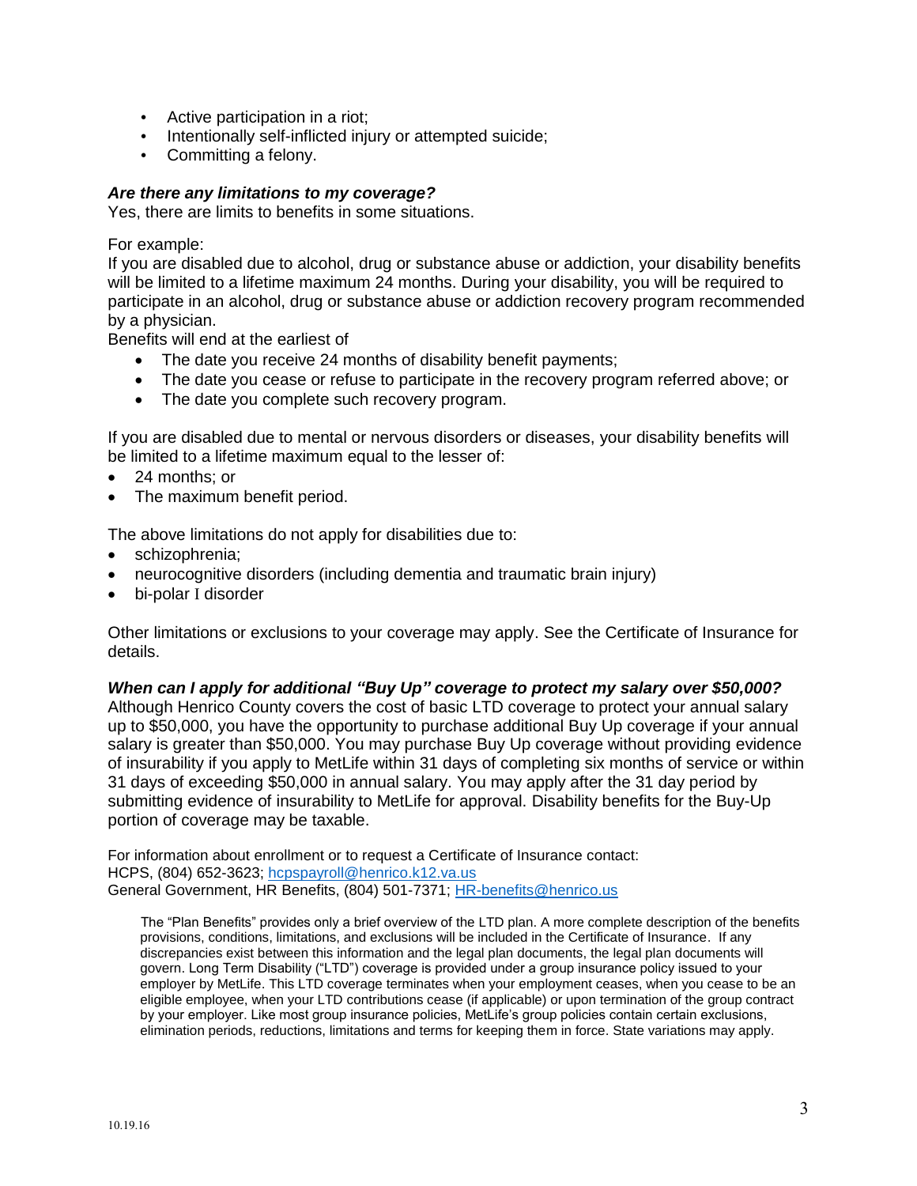- Active participation in a riot;
- Intentionally self-inflicted injury or attempted suicide;
- Committing a felony.

***Are there any limitations to my coverage?***

Yes, there are limits to benefits in some situations.

For example:

If you are disabled due to alcohol, drug or substance abuse or addiction, your disability benefits will be limited to a lifetime maximum 24 months. During your disability, you will be required to participate in an alcohol, drug or substance abuse or addiction recovery program recommended by a physician.

Benefits will end at the earliest of

- The date you receive 24 months of disability benefit payments;
- The date you cease or refuse to participate in the recovery program referred above; or
- The date you complete such recovery program.

If you are disabled due to mental or nervous disorders or diseases, your disability benefits will be limited to a lifetime maximum equal to the lesser of:

- 24 months; or
- The maximum benefit period.

The above limitations do not apply for disabilities due to:

- schizophrenia;
- neurocognitive disorders (including dementia and traumatic brain injury)
- bi-polar I disorder

Other limitations or exclusions to your coverage may apply. See the Certificate of Insurance for details.

***When can I apply for additional "Buy Up" coverage to protect my salary over $50,000?***

Although Henrico County covers the cost of basic LTD coverage to protect your annual salary up to $50,000, you have the opportunity to purchase additional Buy Up coverage if your annual salary is greater than $50,000. You may purchase Buy Up coverage without providing evidence of insurability if you apply to MetLife within 31 days of completing six months of service or within 31 days of exceeding $50,000 in annual salary. You may apply after the 31 day period by submitting evidence of insurability to MetLife for approval. Disability benefits for the Buy-Up portion of coverage may be taxable.

For information about enrollment or to request a Certificate of Insurance contact:
HCPS, (804) 652-3623; [hcpspayroll@henrico.k12.va.us](mailto:hcpspayroll@henrico.k12.va.us)
General Government, HR Benefits, (804) 501-7371; [HR-benefits@henrico.us](mailto:HR-benefits@henrico.us)

The "Plan Benefits" provides only a brief overview of the LTD plan. A more complete description of the benefits provisions, conditions, limitations, and exclusions will be included in the Certificate of Insurance. If any discrepancies exist between this information and the legal plan documents, the legal plan documents will govern. Long Term Disability ("LTD") coverage is provided under a group insurance policy issued to your employer by MetLife. This LTD coverage terminates when your employment ceases, when you cease to be an eligible employee, when your LTD contributions cease (if applicable) or upon termination of the group contract by your employer. Like most group insurance policies, MetLife's group policies contain certain exclusions, elimination periods, reductions, limitations and terms for keeping them in force. State variations may apply.

10.19.16